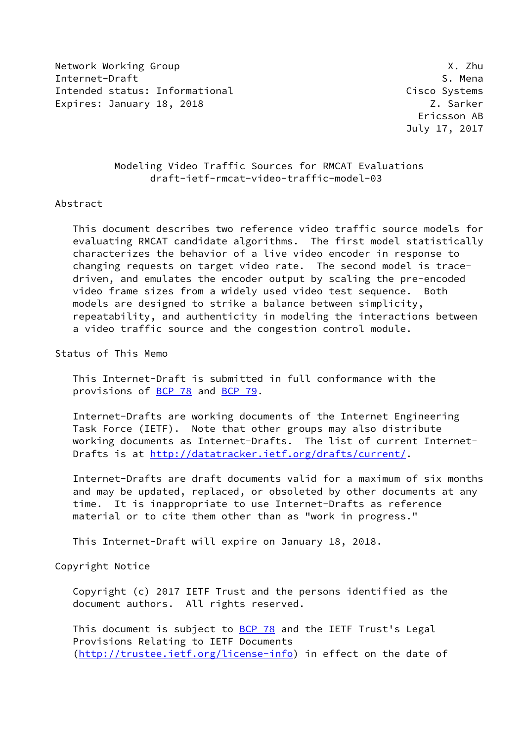Network Working Group X. Zhu
Internet-Draft S. Mena
Intended status: Informational Cisco Systems
Expires: January 18, 2018 Z. Sarker
Ericsson AB
July 17, 2017

# Modeling Video Traffic Sources for RMCAT Evaluations
## draft-ietf-rmcat-video-traffic-model-03

## Abstract

This document describes two reference video traffic source models for evaluating RMCAT candidate algorithms. The first model statistically characterizes the behavior of a live video encoder in response to changing requests on target video rate. The second model is trace-driven, and emulates the encoder output by scaling the pre-encoded video frame sizes from a widely used video test sequence. Both models are designed to strike a balance between simplicity, repeatability, and authenticity in modeling the interactions between a video traffic source and the congestion control module.

## Status of This Memo

This Internet-Draft is submitted in full conformance with the provisions of BCP 78 and BCP 79.

Internet-Drafts are working documents of the Internet Engineering Task Force (IETF). Note that other groups may also distribute working documents as Internet-Drafts. The list of current Internet-Drafts is at http://datatracker.ietf.org/drafts/current/.

Internet-Drafts are draft documents valid for a maximum of six months and may be updated, replaced, or obsoleted by other documents at any time. It is inappropriate to use Internet-Drafts as reference material or to cite them other than as "work in progress."

This Internet-Draft will expire on January 18, 2018.

## Copyright Notice

Copyright (c) 2017 IETF Trust and the persons identified as the document authors. All rights reserved.

This document is subject to BCP 78 and the IETF Trust's Legal Provisions Relating to IETF Documents (http://trustee.ietf.org/license-info) in effect on the date of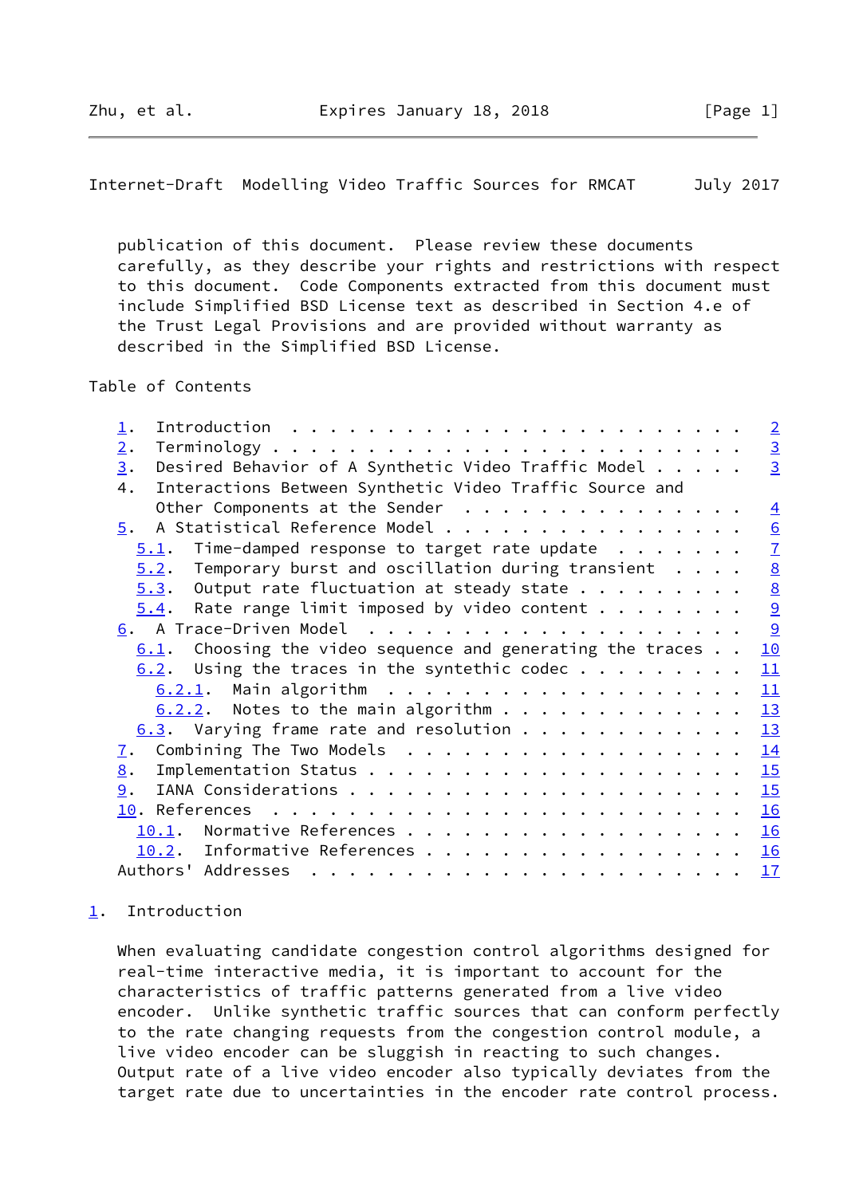publication of this document. Please review these documents carefully, as they describe your rights and restrictions with respect to this document. Code Components extracted from this document must include Simplified BSD License text as described in Section 4.e of the Trust Legal Provisions and are provided without warranty as described in the Simplified BSD License.

Table of Contents

```
   1.  Introduction . . . . . . . . . . . . . . . . . . . . . . . .   2
   2.  Terminology . . . . . . . . . . . . . . . . . . . . . . . . .   3
   3.  Desired Behavior of A Synthetic Video Traffic Model . . . . .   3
   4.  Interactions Between Synthetic Video Traffic Source and
       Other Components at the Sender  . . . . . . . . . . . . . . .   4
   5.  A Statistical Reference Model . . . . . . . . . . . . . . . .   6
     5.1.  Time-damped response to target rate update  . . . . . . .   7
     5.2.  Temporary burst and oscillation during transient  . . . .   8
     5.3.  Output rate fluctuation at steady state . . . . . . . . .   8
     5.4.  Rate range limit imposed by video content . . . . . . . .   9
   6.  A Trace-Driven Model  . . . . . . . . . . . . . . . . . . . .   9
     6.1.  Choosing the video sequence and generating the traces . .  10
     6.2.  Using the traces in the syntethic codec . . . . . . . . .  11
       6.2.1.  Main algorithm  . . . . . . . . . . . . . . . . . . .  11
       6.2.2.  Notes to the main algorithm . . . . . . . . . . . . .  13
     6.3.  Varying frame rate and resolution . . . . . . . . . . . .  13
   7.  Combining The Two Models  . . . . . . . . . . . . . . . . . .  14
   8.  Implementation Status . . . . . . . . . . . . . . . . . . . .  15
   9.  IANA Considerations . . . . . . . . . . . . . . . . . . . . .  15
   10. References  . . . . . . . . . . . . . . . . . . . . . . . . .  16
     10.1.  Normative References . . . . . . . . . . . . . . . . . .  16
     10.2.  Informative References . . . . . . . . . . . . . . . . .  16
   Authors' Addresses  . . . . . . . . . . . . . . . . . . . . . . .  17
```

## 1. Introduction

When evaluating candidate congestion control algorithms designed for real-time interactive media, it is important to account for the characteristics of traffic patterns generated from a live video encoder. Unlike synthetic traffic sources that can conform perfectly to the rate changing requests from the congestion control module, a live video encoder can be sluggish in reacting to such changes. Output rate of a live video encoder also typically deviates from the target rate due to uncertainties in the encoder rate control process.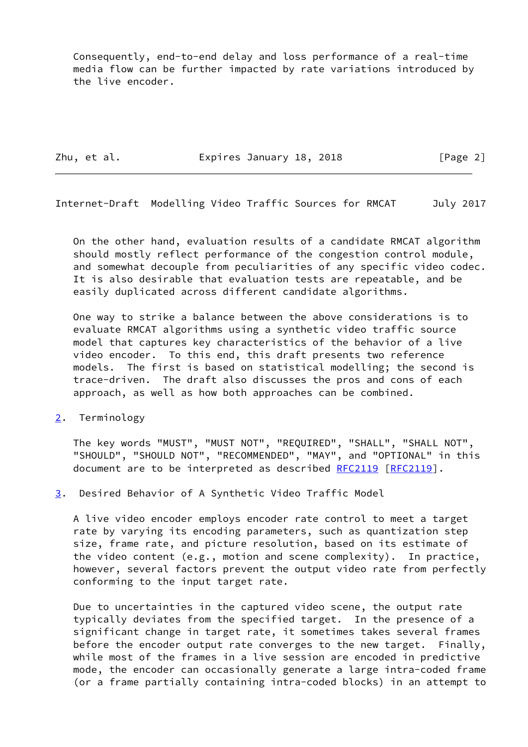Consequently, end-to-end delay and loss performance of a real-time media flow can be further impacted by rate variations introduced by the live encoder.

On the other hand, evaluation results of a candidate RMCAT algorithm should mostly reflect performance of the congestion control module, and somewhat decouple from peculiarities of any specific video codec. It is also desirable that evaluation tests are repeatable, and be easily duplicated across different candidate algorithms.

One way to strike a balance between the above considerations is to evaluate RMCAT algorithms using a synthetic video traffic source model that captures key characteristics of the behavior of a live video encoder. To this end, this draft presents two reference models. The first is based on statistical modelling; the second is trace-driven. The draft also discusses the pros and cons of each approach, as well as how both approaches can be combined.

## 2. Terminology

The key words "MUST", "MUST NOT", "REQUIRED", "SHALL", "SHALL NOT", "SHOULD", "SHOULD NOT", "RECOMMENDED", "MAY", and "OPTIONAL" in this document are to be interpreted as described RFC2119 [RFC2119].

## 3. Desired Behavior of A Synthetic Video Traffic Model

A live video encoder employs encoder rate control to meet a target rate by varying its encoding parameters, such as quantization step size, frame rate, and picture resolution, based on its estimate of the video content (e.g., motion and scene complexity). In practice, however, several factors prevent the output video rate from perfectly conforming to the input target rate.

Due to uncertainties in the captured video scene, the output rate typically deviates from the specified target. In the presence of a significant change in target rate, it sometimes takes several frames before the encoder output rate converges to the new target. Finally, while most of the frames in a live session are encoded in predictive mode, the encoder can occasionally generate a large intra-coded frame (or a frame partially containing intra-coded blocks) in an attempt to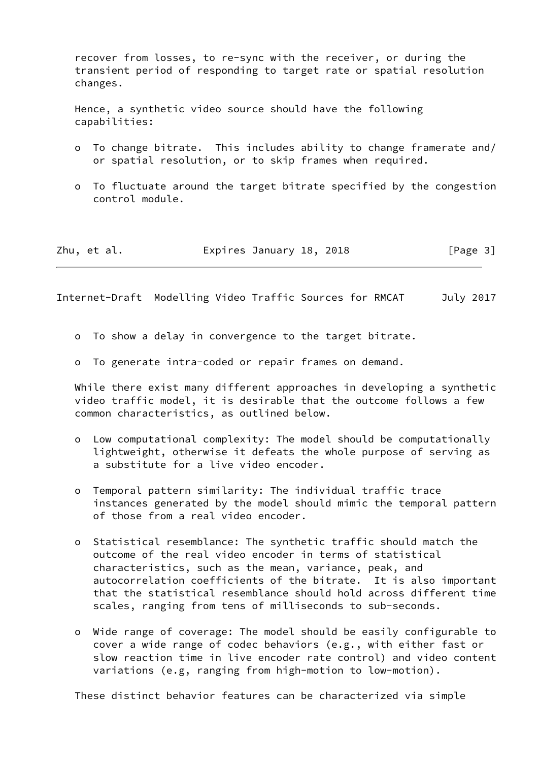recover from losses, to re-sync with the receiver, or during the transient period of responding to target rate or spatial resolution changes.

Hence, a synthetic video source should have the following capabilities:

- To change bitrate. This includes ability to change framerate and/ or spatial resolution, or to skip frames when required.
- To fluctuate around the target bitrate specified by the congestion control module.
- To show a delay in convergence to the target bitrate.
- To generate intra-coded or repair frames on demand.

While there exist many different approaches in developing a synthetic video traffic model, it is desirable that the outcome follows a few common characteristics, as outlined below.

- Low computational complexity: The model should be computationally lightweight, otherwise it defeats the whole purpose of serving as a substitute for a live video encoder.
- Temporal pattern similarity: The individual traffic trace instances generated by the model should mimic the temporal pattern of those from a real video encoder.
- Statistical resemblance: The synthetic traffic should match the outcome of the real video encoder in terms of statistical characteristics, such as the mean, variance, peak, and autocorrelation coefficients of the bitrate. It is also important that the statistical resemblance should hold across different time scales, ranging from tens of milliseconds to sub-seconds.
- Wide range of coverage: The model should be easily configurable to cover a wide range of codec behaviors (e.g., with either fast or slow reaction time in live encoder rate control) and video content variations (e.g, ranging from high-motion to low-motion).

These distinct behavior features can be characterized via simple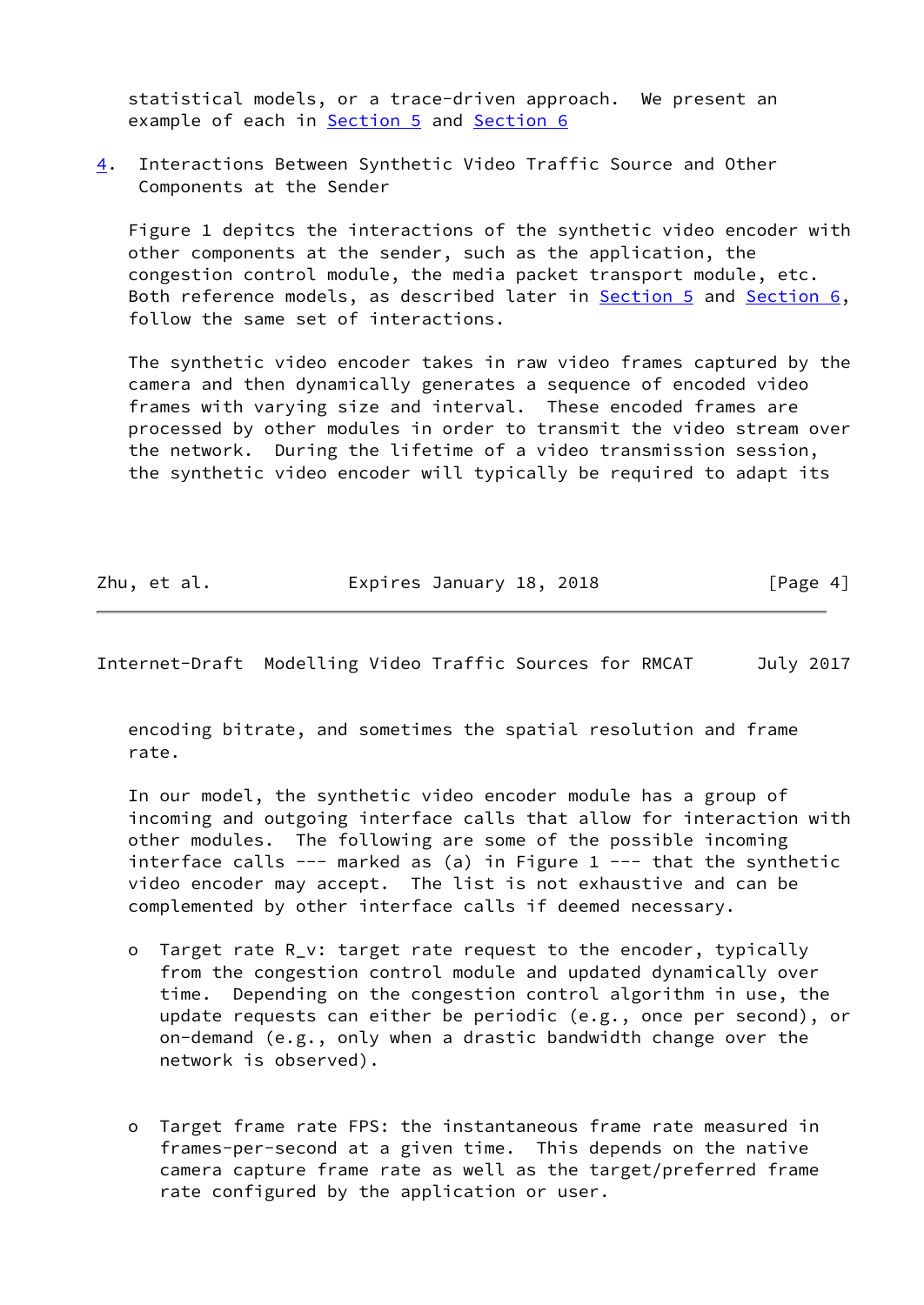statistical models, or a trace-driven approach. We present an example of each in Section 5 and Section 6

## 4. Interactions Between Synthetic Video Traffic Source and Other Components at the Sender

Figure 1 depitcs the interactions of the synthetic video encoder with other components at the sender, such as the application, the congestion control module, the media packet transport module, etc. Both reference models, as described later in Section 5 and Section 6, follow the same set of interactions.

The synthetic video encoder takes in raw video frames captured by the camera and then dynamically generates a sequence of encoded video frames with varying size and interval. These encoded frames are processed by other modules in order to transmit the video stream over the network. During the lifetime of a video transmission session, the synthetic video encoder will typically be required to adapt its encoding bitrate, and sometimes the spatial resolution and frame rate.

In our model, the synthetic video encoder module has a group of incoming and outgoing interface calls that allow for interaction with other modules. The following are some of the possible incoming interface calls --- marked as (a) in Figure 1 --- that the synthetic video encoder may accept. The list is not exhaustive and can be complemented by other interface calls if deemed necessary.

- Target rate $R_v$: target rate request to the encoder, typically from the congestion control module and updated dynamically over time. Depending on the congestion control algorithm in use, the update requests can either be periodic (e.g., once per second), or on-demand (e.g., only when a drastic bandwidth change over the network is observed).

- Target frame rate FPS: the instantaneous frame rate measured in frames-per-second at a given time. This depends on the native camera capture frame rate as well as the target/preferred frame rate configured by the application or user.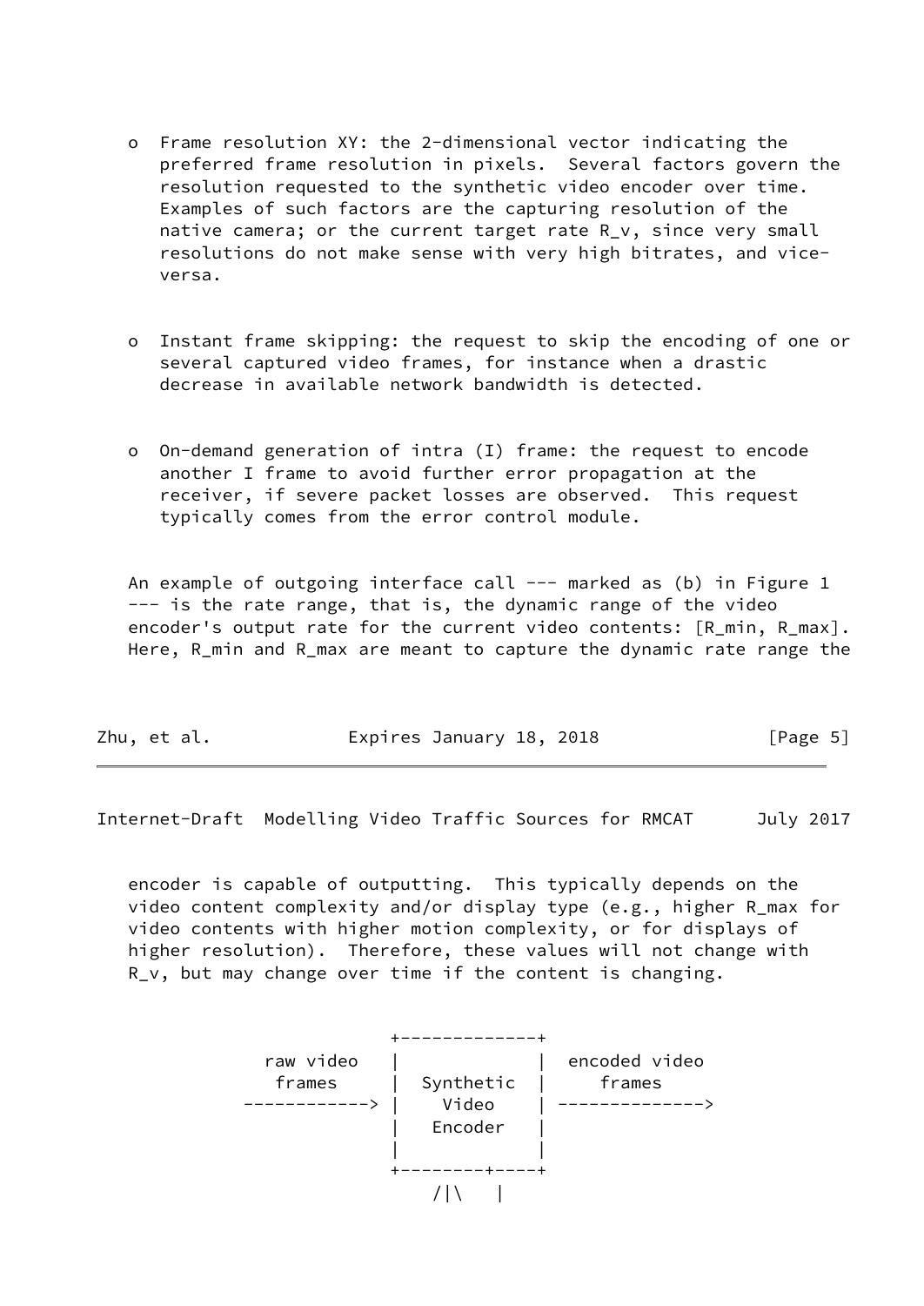- Frame resolution XY: the 2-dimensional vector indicating the preferred frame resolution in pixels. Several factors govern the resolution requested to the synthetic video encoder over time. Examples of such factors are the capturing resolution of the native camera; or the current target rate $R_v$, since very small resolutions do not make sense with very high bitrates, and vice-versa.

- Instant frame skipping: the request to skip the encoding of one or several captured video frames, for instance when a drastic decrease in available network bandwidth is detected.

- On-demand generation of intra (I) frame: the request to encode another I frame to avoid further error propagation at the receiver, if severe packet losses are observed. This request typically comes from the error control module.

An example of outgoing interface call --- marked as (b) in Figure 1 --- is the rate range, that is, the dynamic range of the video encoder's output rate for the current video contents: [$R_{min}$, $R_{max}$]. Here, $R_{min}$ and $R_{max}$ are meant to capture the dynamic rate range the encoder is capable of outputting. This typically depends on the video content complexity and/or display type (e.g., higher $R_{max}$ for video contents with higher motion complexity, or for displays of higher resolution). Therefore, these values will not change with $R_v$, but may change over time if the content is changing.

```
                      +-------------+
       raw video      |             |  encoded video
        frames        |  Synthetic  |     frames
     ------------>    |    Video    | -------------->
                      |   Encoder   |
                      |             |
                      +--------+----+
                          /|\    |
```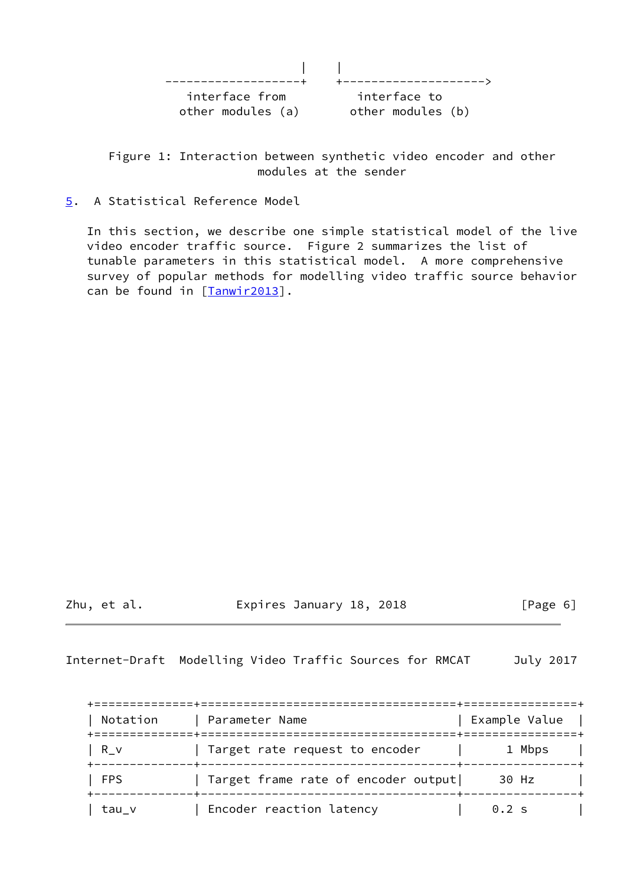```
                     |     |
  -------------------+     +-------------------->
    interface from          interface to
   other modules (a)       other modules (b)
```

Figure 1: Interaction between synthetic video encoder and other modules at the sender

## 5. A Statistical Reference Model

In this section, we describe one simple statistical model of the live video encoder traffic source. Figure 2 summarizes the list of tunable parameters in this statistical model. A more comprehensive survey of popular methods for modelling video traffic source behavior can be found in [Tanwir2013].

| Notation | Parameter Name | Example Value |
| --- | --- | --- |
| R_v | Target rate request to encoder | 1 Mbps |
| FPS | Target frame rate of encoder output | 30 Hz |
| tau_v | Encoder reaction latency | 0.2 s |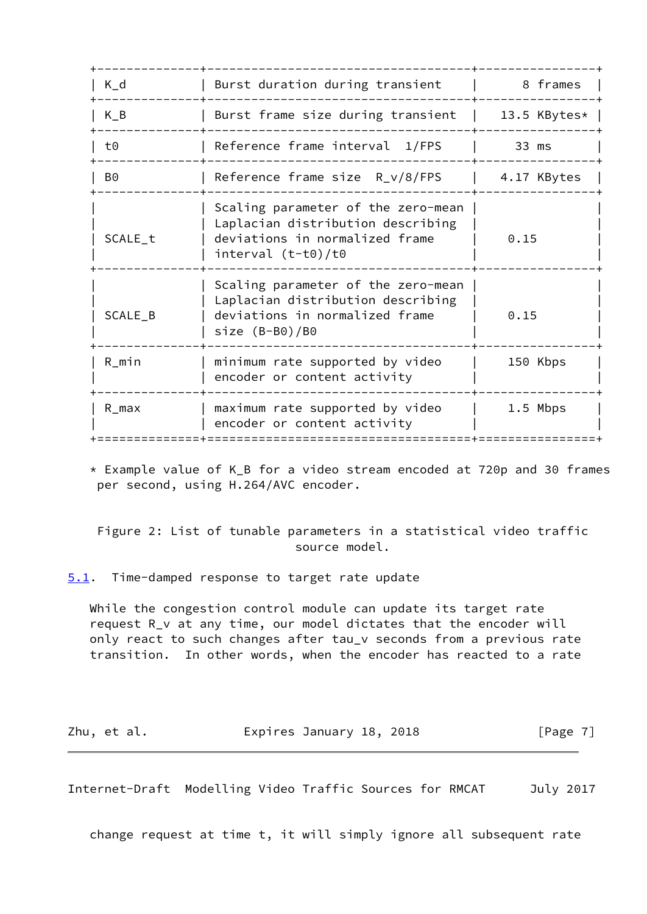| | | |
|---|---|---|
| $K_d$ | Burst duration during transient | 8 frames |
| $K_B$ | Burst frame size during transient | 13.5 KBytes* |
| $t0$ | Reference frame interval 1/FPS | 33 ms |
| $B0$ | Reference frame size R_v/8/FPS | 4.17 KBytes |
| $SCALE_t$ | Scaling parameter of the zero-mean Laplacian distribution describing deviations in normalized frame interval (t-t0)/t0 | 0.15 |
| $SCALE_B$ | Scaling parameter of the zero-mean Laplacian distribution describing deviations in normalized frame size (B-B0)/B0 | 0.15 |
| $R_{min}$ | minimum rate supported by video encoder or content activity | 150 Kbps |
| $R_{max}$ | maximum rate supported by video encoder or content activity | 1.5 Mbps |

* Example value of K_B for a video stream encoded at 720p and 30 frames per second, using H.264/AVC encoder.

Figure 2: List of tunable parameters in a statistical video traffic source model.

### 5.1. Time-damped response to target rate update

While the congestion control module can update its target rate request $R_v$ at any time, our model dictates that the encoder will only react to such changes after $tau_v$ seconds from a previous rate transition. In other words, when the encoder has reacted to a rate change request at time t, it will simply ignore all subsequent rate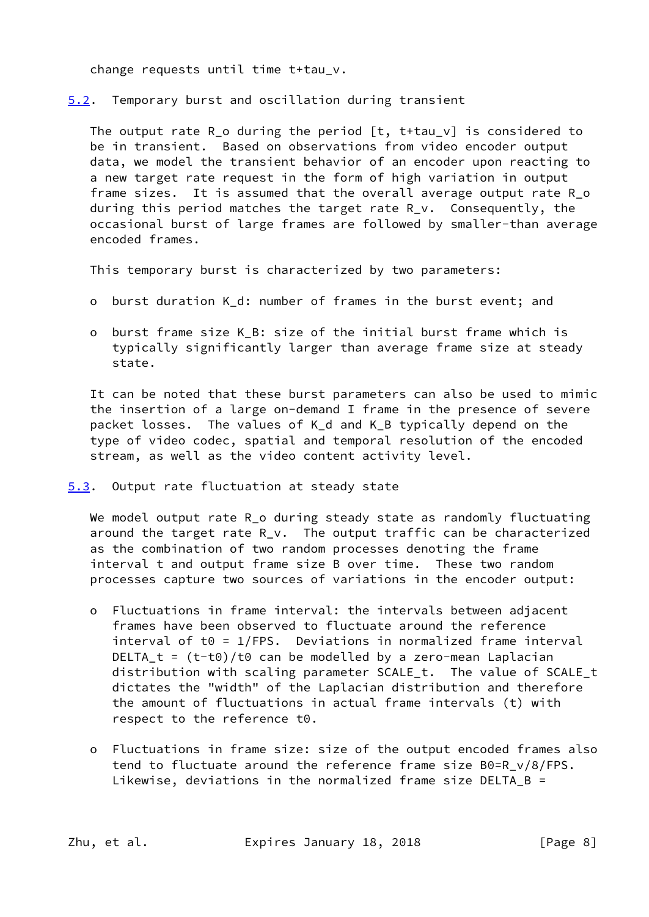change requests until time $t+tau_v$.

## 5.2. Temporary burst and oscillation during transient

The output rate $R_o$ during the period $[t, t+tau_v]$ is considered to be in transient. Based on observations from video encoder output data, we model the transient behavior of an encoder upon reacting to a new target rate request in the form of high variation in output frame sizes. It is assumed that the overall average output rate $R_o$ during this period matches the target rate $R_v$. Consequently, the occasional burst of large frames are followed by smaller-than average encoded frames.

This temporary burst is characterized by two parameters:

- burst duration $K_d$: number of frames in the burst event; and
- burst frame size $K_B$: size of the initial burst frame which is typically significantly larger than average frame size at steady state.

It can be noted that these burst parameters can also be used to mimic the insertion of a large on-demand I frame in the presence of severe packet losses. The values of $K_d$ and $K_B$ typically depend on the type of video codec, spatial and temporal resolution of the encoded stream, as well as the video content activity level.

## 5.3. Output rate fluctuation at steady state

We model output rate $R_o$ during steady state as randomly fluctuating around the target rate $R_v$. The output traffic can be characterized as the combination of two random processes denoting the frame interval $t$ and output frame size $B$ over time. These two random processes capture two sources of variations in the encoder output:

- Fluctuations in frame interval: the intervals between adjacent frames have been observed to fluctuate around the reference interval of $t0 = 1/FPS$. Deviations in normalized frame interval $DELTA_t = (t-t0)/t0$ can be modelled by a zero-mean Laplacian distribution with scaling parameter $SCALE_t$. The value of $SCALE_t$ dictates the "width" of the Laplacian distribution and therefore the amount of fluctuations in actual frame intervals ($t$) with respect to the reference $t0$.
- Fluctuations in frame size: size of the output encoded frames also tend to fluctuate around the reference frame size $B0=R_v/8/FPS$. Likewise, deviations in the normalized frame size $DELTA_B =$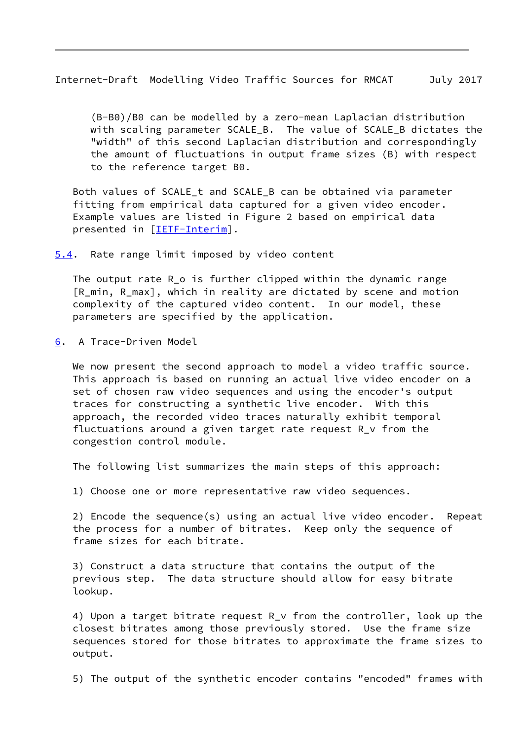$(B-B0)/B0$ can be modelled by a zero-mean Laplacian distribution with scaling parameter $SCALE_B$. The value of $SCALE_B$ dictates the "width" of this second Laplacian distribution and correspondingly the amount of fluctuations in output frame sizes ($B$) with respect to the reference target $B0$.

Both values of $SCALE_t$ and $SCALE_B$ can be obtained via parameter fitting from empirical data captured for a given video encoder. Example values are listed in Figure 2 based on empirical data presented in [IETF-Interim].

### 5.4. Rate range limit imposed by video content

The output rate $R_o$ is further clipped within the dynamic range $[R_{min}, R_{max}]$, which in reality are dictated by scene and motion complexity of the captured video content. In our model, these parameters are specified by the application.

## 6. A Trace-Driven Model

We now present the second approach to model a video traffic source. This approach is based on running an actual live video encoder on a set of chosen raw video sequences and using the encoder's output traces for constructing a synthetic live encoder. With this approach, the recorded video traces naturally exhibit temporal fluctuations around a given target rate request $R_v$ from the congestion control module.

The following list summarizes the main steps of this approach:

1) Choose one or more representative raw video sequences.

2) Encode the sequence(s) using an actual live video encoder. Repeat the process for a number of bitrates. Keep only the sequence of frame sizes for each bitrate.

3) Construct a data structure that contains the output of the previous step. The data structure should allow for easy bitrate lookup.

4) Upon a target bitrate request $R_v$ from the controller, look up the closest bitrates among those previously stored. Use the frame size sequences stored for those bitrates to approximate the frame sizes to output.

5) The output of the synthetic encoder contains "encoded" frames with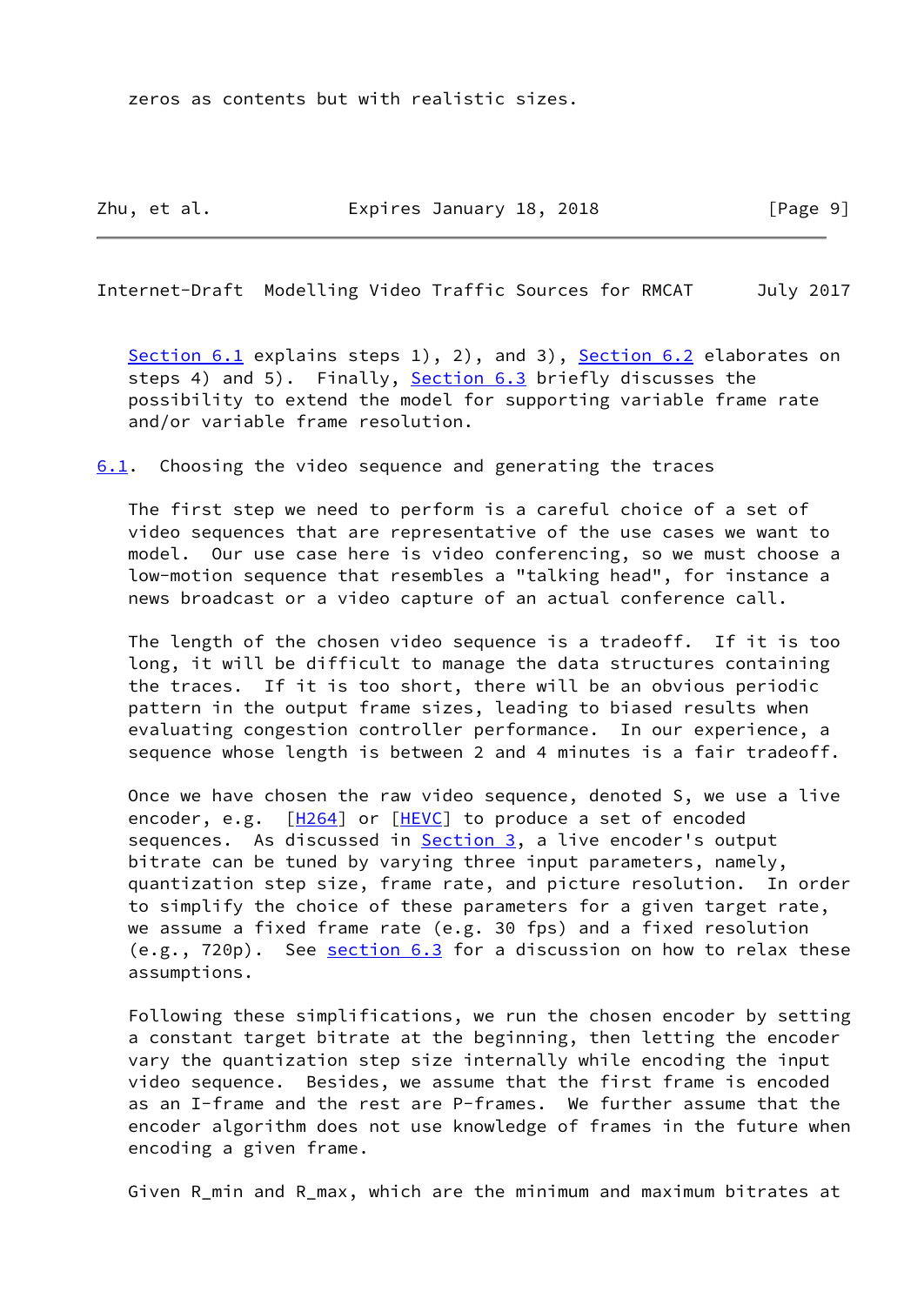zeros as contents but with realistic sizes.

Section 6.1 explains steps 1), 2), and 3), Section 6.2 elaborates on steps 4) and 5). Finally, Section 6.3 briefly discusses the possibility to extend the model for supporting variable frame rate and/or variable frame resolution.

## 6.1. Choosing the video sequence and generating the traces

The first step we need to perform is a careful choice of a set of video sequences that are representative of the use cases we want to model. Our use case here is video conferencing, so we must choose a low-motion sequence that resembles a "talking head", for instance a news broadcast or a video capture of an actual conference call.

The length of the chosen video sequence is a tradeoff. If it is too long, it will be difficult to manage the data structures containing the traces. If it is too short, there will be an obvious periodic pattern in the output frame sizes, leading to biased results when evaluating congestion controller performance. In our experience, a sequence whose length is between 2 and 4 minutes is a fair tradeoff.

Once we have chosen the raw video sequence, denoted S, we use a live encoder, e.g. [H264] or [HEVC] to produce a set of encoded sequences. As discussed in Section 3, a live encoder's output bitrate can be tuned by varying three input parameters, namely, quantization step size, frame rate, and picture resolution. In order to simplify the choice of these parameters for a given target rate, we assume a fixed frame rate (e.g. 30 fps) and a fixed resolution (e.g., 720p). See section 6.3 for a discussion on how to relax these assumptions.

Following these simplifications, we run the chosen encoder by setting a constant target bitrate at the beginning, then letting the encoder vary the quantization step size internally while encoding the input video sequence. Besides, we assume that the first frame is encoded as an I-frame and the rest are P-frames. We further assume that the encoder algorithm does not use knowledge of frames in the future when encoding a given frame.

Given $R_{min}$ and $R_{max}$, which are the minimum and maximum bitrates at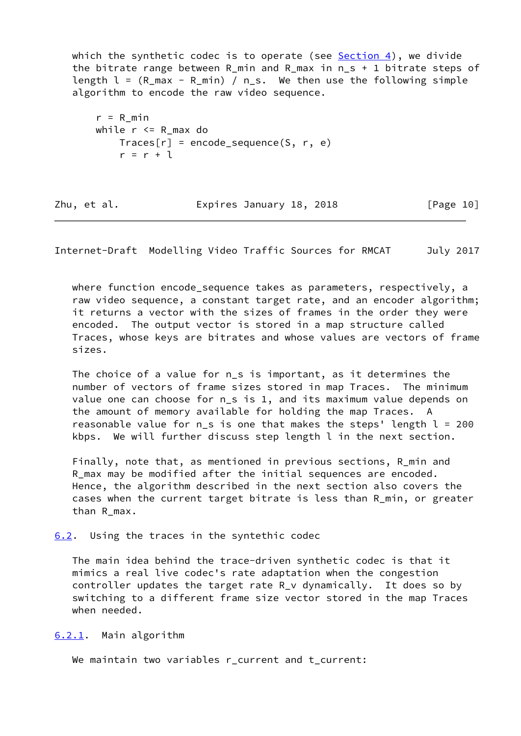which the synthetic codec is to operate (see Section 4), we divide the bitrate range between $R_{min}$ and $R_{max}$ in $n_s + 1$ bitrate steps of length $l = (R_{max} - R_{min}) / n_s$. We then use the following simple algorithm to encode the raw video sequence.

```
r = R_min
while r <= R_max do
    Traces[r] = encode_sequence(S, r, e)
    r = r + l
```

where function encode_sequence takes as parameters, respectively, a raw video sequence, a constant target rate, and an encoder algorithm; it returns a vector with the sizes of frames in the order they were encoded. The output vector is stored in a map structure called Traces, whose keys are bitrates and whose values are vectors of frame sizes.

The choice of a value for $n_s$ is important, as it determines the number of vectors of frame sizes stored in map Traces. The minimum value one can choose for $n_s$ is 1, and its maximum value depends on the amount of memory available for holding the map Traces. A reasonable value for $n_s$ is one that makes the steps' length $l = 200$ kbps. We will further discuss step length $l$ in the next section.

Finally, note that, as mentioned in previous sections, $R_{min}$ and $R_{max}$ may be modified after the initial sequences are encoded. Hence, the algorithm described in the next section also covers the cases when the current target bitrate is less than $R_{min}$, or greater than $R_{max}$.

### 6.2. Using the traces in the syntethic codec

The main idea behind the trace-driven synthetic codec is that it mimics a real live codec's rate adaptation when the congestion controller updates the target rate $R_v$ dynamically. It does so by switching to a different frame size vector stored in the map Traces when needed.

#### 6.2.1. Main algorithm

We maintain two variables r_current and t_current: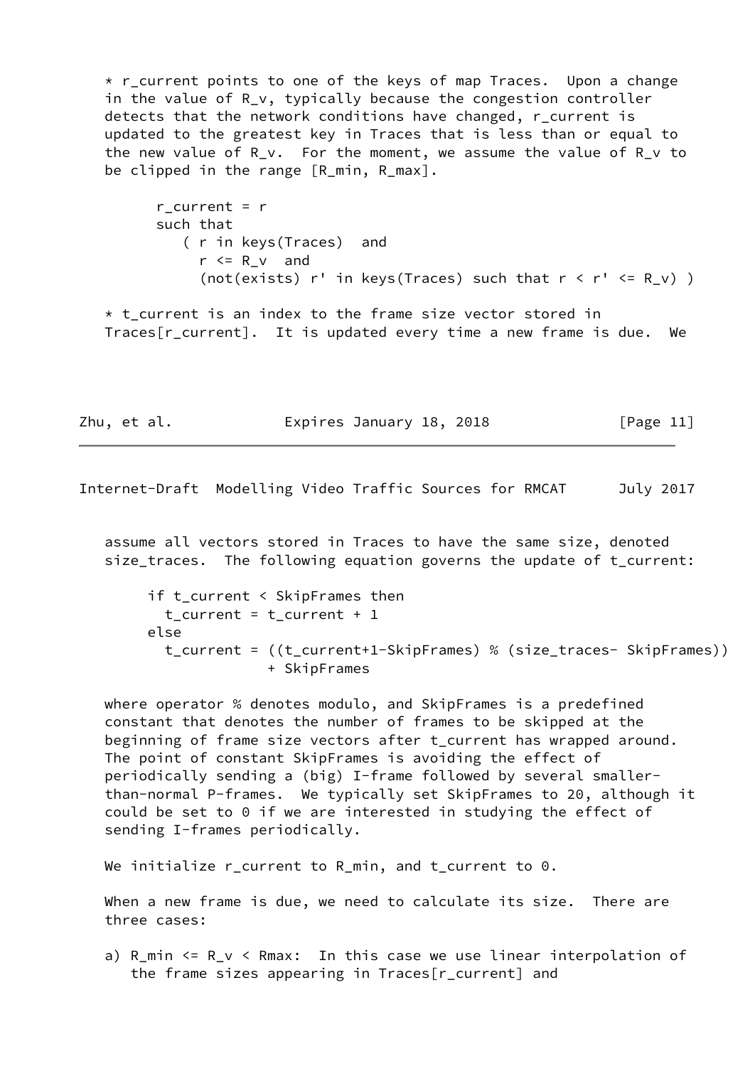* $r_{current}$ points to one of the keys of map Traces. Upon a change in the value of $R_v$, typically because the congestion controller detects that the network conditions have changed, $r_{current}$ is updated to the greatest key in Traces that is less than or equal to the new value of $R_v$. For the moment, we assume the value of $R_v$ to be clipped in the range $[R_{min}, R_{max}]$.

```
 r_current = r
 such that
    ( r in keys(Traces)  and
      r <= R_v  and
      (not(exists) r' in keys(Traces) such that r < r' <= R_v) )
```

* $t_{current}$ is an index to the frame size vector stored in $Traces[r_{current}]$. It is updated every time a new frame is due. We assume all vectors stored in Traces to have the same size, denoted $size_{traces}$. The following equation governs the update of $t_{current}$:

```
if t_current < SkipFrames then
  t_current = t_current + 1
else
  t_current = ((t_current+1-SkipFrames) % (size_traces- SkipFrames))
              + SkipFrames
```

where operator % denotes modulo, and SkipFrames is a predefined constant that denotes the number of frames to be skipped at the beginning of frame size vectors after $t_{current}$ has wrapped around. The point of constant SkipFrames is avoiding the effect of periodically sending a (big) I-frame followed by several smaller-than-normal P-frames. We typically set SkipFrames to 20, although it could be set to 0 if we are interested in studying the effect of sending I-frames periodically.

We initialize $r_{current}$ to $R_{min}$, and $t_{current}$ to 0.

When a new frame is due, we need to calculate its size. There are three cases:

a) $R_{min} \le R_v < Rmax$: In this case we use linear interpolation of the frame sizes appearing in $Traces[r_{current}]$ and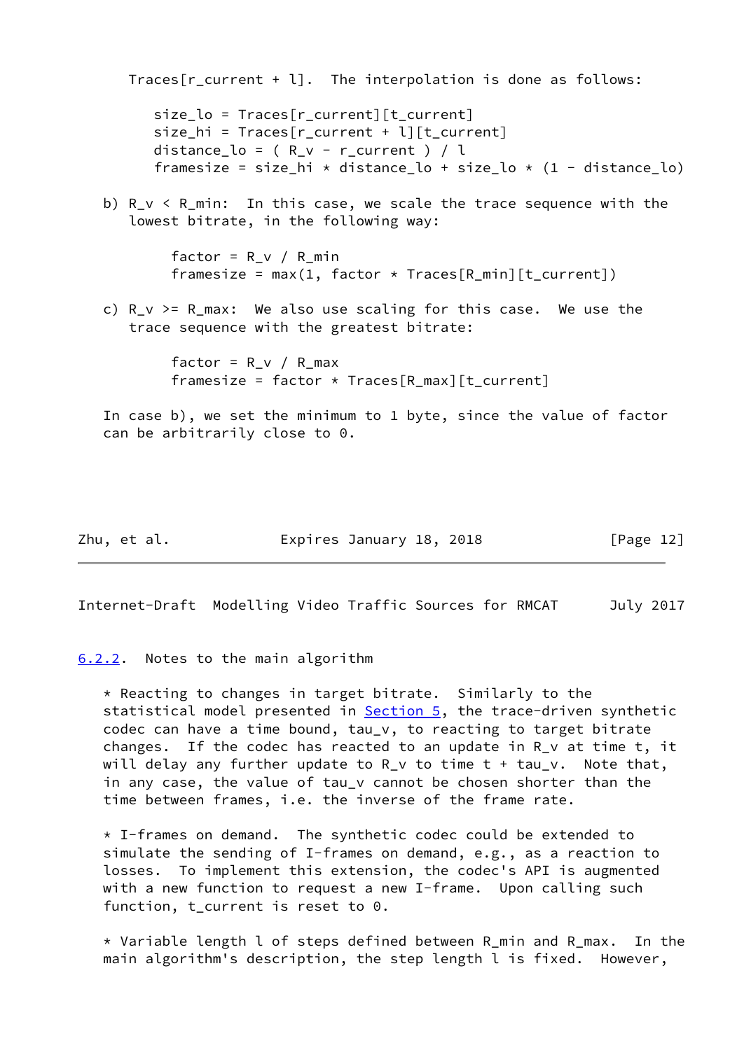Traces[r_current + l]. The interpolation is done as follows:

```
size_lo = Traces[r_current][t_current]
size_hi = Traces[r_current + l][t_current]
distance_lo = ( R_v - r_current ) / l
framesize = size_hi * distance_lo + size_lo * (1 - distance_lo)
```

b) R_v < R_min: In this case, we scale the trace sequence with the lowest bitrate, in the following way:

```
factor = R_v / R_min
framesize = max(1, factor * Traces[R_min][t_current])
```

c) R_v >= R_max: We also use scaling for this case. We use the trace sequence with the greatest bitrate:

```
factor = R_v / R_max
framesize = factor * Traces[R_max][t_current]
```

In case b), we set the minimum to 1 byte, since the value of factor can be arbitrarily close to 0.

### 6.2.2. Notes to the main algorithm

* Reacting to changes in target bitrate. Similarly to the statistical model presented in Section 5, the trace-driven synthetic codec can have a time bound, tau_v, to reacting to target bitrate changes. If the codec has reacted to an update in R_v at time t, it will delay any further update to R_v to time t + tau_v. Note that, in any case, the value of tau_v cannot be chosen shorter than the time between frames, i.e. the inverse of the frame rate.

* I-frames on demand. The synthetic codec could be extended to simulate the sending of I-frames on demand, e.g., as a reaction to losses. To implement this extension, the codec's API is augmented with a new function to request a new I-frame. Upon calling such function, t_current is reset to 0.

* Variable length l of steps defined between R_min and R_max. In the main algorithm's description, the step length l is fixed. However,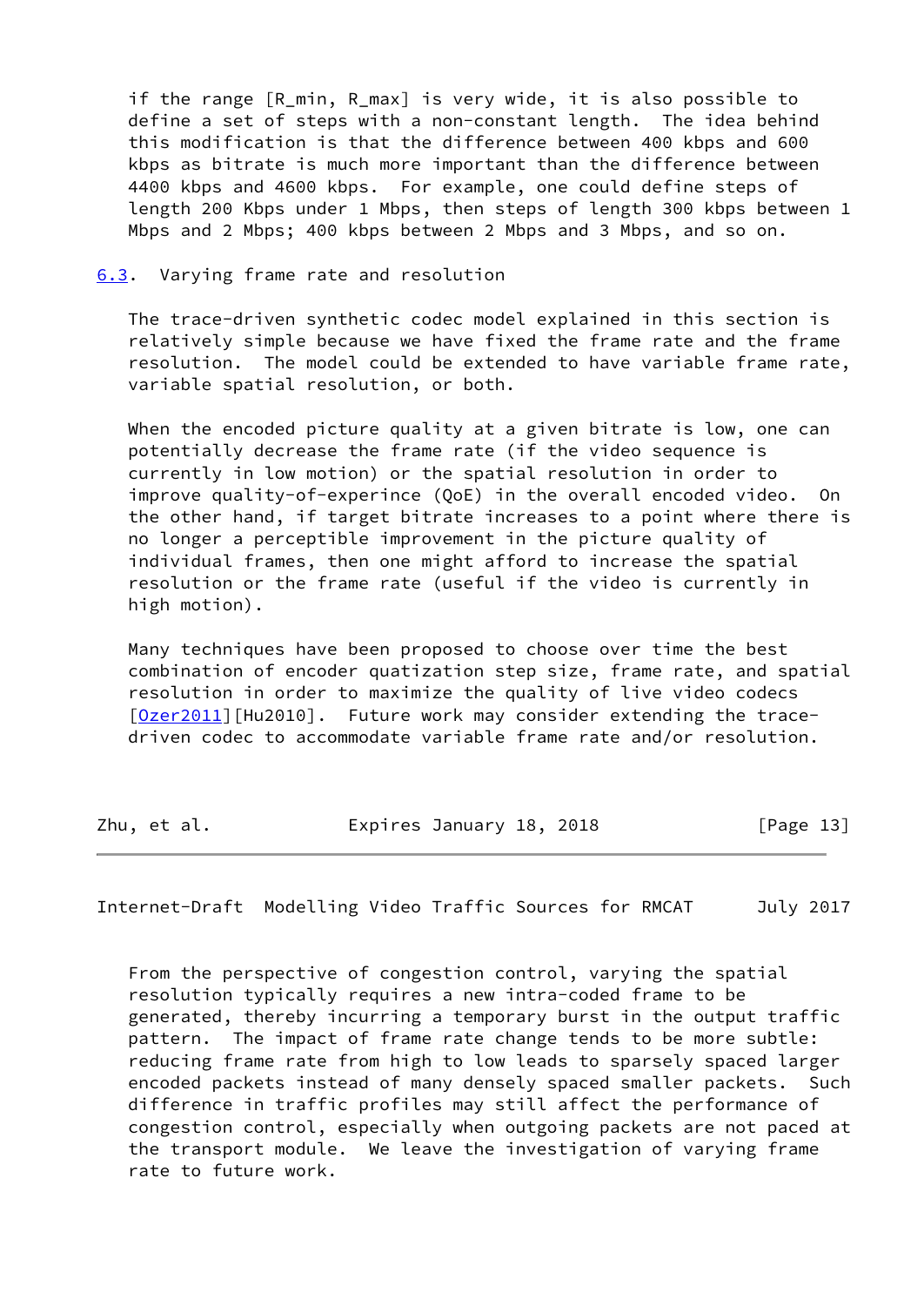if the range [R_min, R_max] is very wide, it is also possible to define a set of steps with a non-constant length. The idea behind this modification is that the difference between 400 kbps and 600 kbps as bitrate is much more important than the difference between 4400 kbps and 4600 kbps. For example, one could define steps of length 200 Kbps under 1 Mbps, then steps of length 300 kbps between 1 Mbps and 2 Mbps; 400 kbps between 2 Mbps and 3 Mbps, and so on.

### 6.3. Varying frame rate and resolution

The trace-driven synthetic codec model explained in this section is relatively simple because we have fixed the frame rate and the frame resolution. The model could be extended to have variable frame rate, variable spatial resolution, or both.

When the encoded picture quality at a given bitrate is low, one can potentially decrease the frame rate (if the video sequence is currently in low motion) or the spatial resolution in order to improve quality-of-experince (QoE) in the overall encoded video. On the other hand, if target bitrate increases to a point where there is no longer a perceptible improvement in the picture quality of individual frames, then one might afford to increase the spatial resolution or the frame rate (useful if the video is currently in high motion).

Many techniques have been proposed to choose over time the best combination of encoder quatization step size, frame rate, and spatial resolution in order to maximize the quality of live video codecs [Ozer2011][Hu2010]. Future work may consider extending the trace-driven codec to accommodate variable frame rate and/or resolution.

From the perspective of congestion control, varying the spatial resolution typically requires a new intra-coded frame to be generated, thereby incurring a temporary burst in the output traffic pattern. The impact of frame rate change tends to be more subtle: reducing frame rate from high to low leads to sparsely spaced larger encoded packets instead of many densely spaced smaller packets. Such difference in traffic profiles may still affect the performance of congestion control, especially when outgoing packets are not paced at the transport module. We leave the investigation of varying frame rate to future work.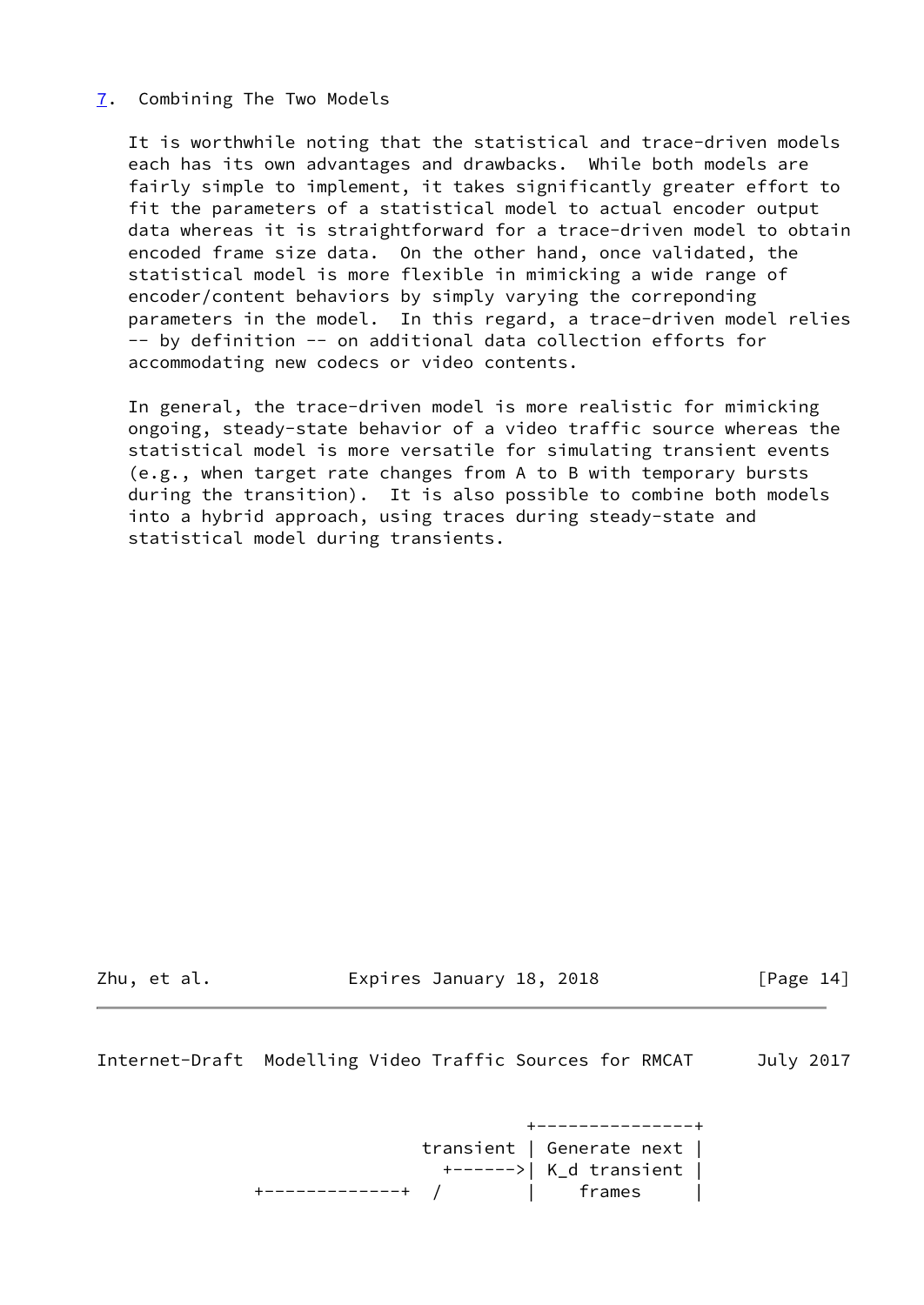## 7. Combining The Two Models

It is worthwhile noting that the statistical and trace-driven models each has its own advantages and drawbacks. While both models are fairly simple to implement, it takes significantly greater effort to fit the parameters of a statistical model to actual encoder output data whereas it is straightforward for a trace-driven model to obtain encoded frame size data. On the other hand, once validated, the statistical model is more flexible in mimicking a wide range of encoder/content behaviors by simply varying the correponding parameters in the model. In this regard, a trace-driven model relies -- by definition -- on additional data collection efforts for accommodating new codecs or video contents.

In general, the trace-driven model is more realistic for mimicking ongoing, steady-state behavior of a video traffic source whereas the statistical model is more versatile for simulating transient events (e.g., when target rate changes from A to B with temporary bursts during the transition). It is also possible to combine both models into a hybrid approach, using traces during steady-state and statistical model during transients.

```
                               +---------------+
                     transient | Generate next |
                       +------>| K_d transient |
       +-------------+  /      |    frames     |
```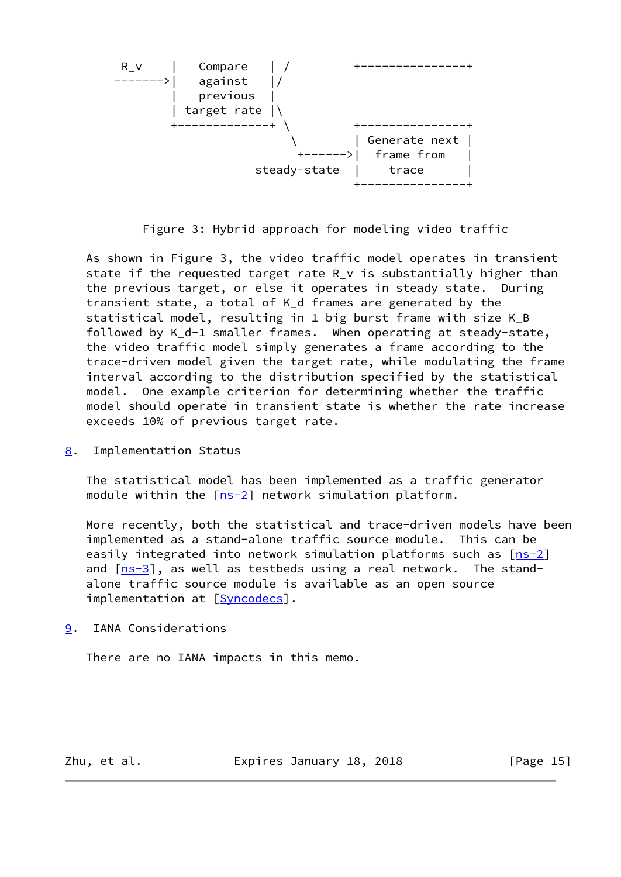```
    R_v     |   Compare    | /          +----------------+
   ------->|   against    |/
            |   previous   |
            | target rate  |\
            +-------------+ \           +----------------+
                             \          | Generate next  |
                              +------->|   frame from   |
                       steady-state     |     trace      |
                                        +----------------+
```

Figure 3: Hybrid approach for modeling video traffic

As shown in Figure 3, the video traffic model operates in transient state if the requested target rate $R_v$ is substantially higher than the previous target, or else it operates in steady state. During transient state, a total of $K_d$ frames are generated by the statistical model, resulting in 1 big burst frame with size $K_B$ followed by $K_d-1$ smaller frames. When operating at steady-state, the video traffic model simply generates a frame according to the trace-driven model given the target rate, while modulating the frame interval according to the distribution specified by the statistical model. One example criterion for determining whether the traffic model should operate in transient state is whether the rate increase exceeds 10% of previous target rate.

## 8. Implementation Status

The statistical model has been implemented as a traffic generator module within the [ns-2] network simulation platform.

More recently, both the statistical and trace-driven models have been implemented as a stand-alone traffic source module. This can be easily integrated into network simulation platforms such as [ns-2] and [ns-3], as well as testbeds using a real network. The stand-alone traffic source module is available as an open source implementation at [Syncodecs].

## 9. IANA Considerations

There are no IANA impacts in this memo.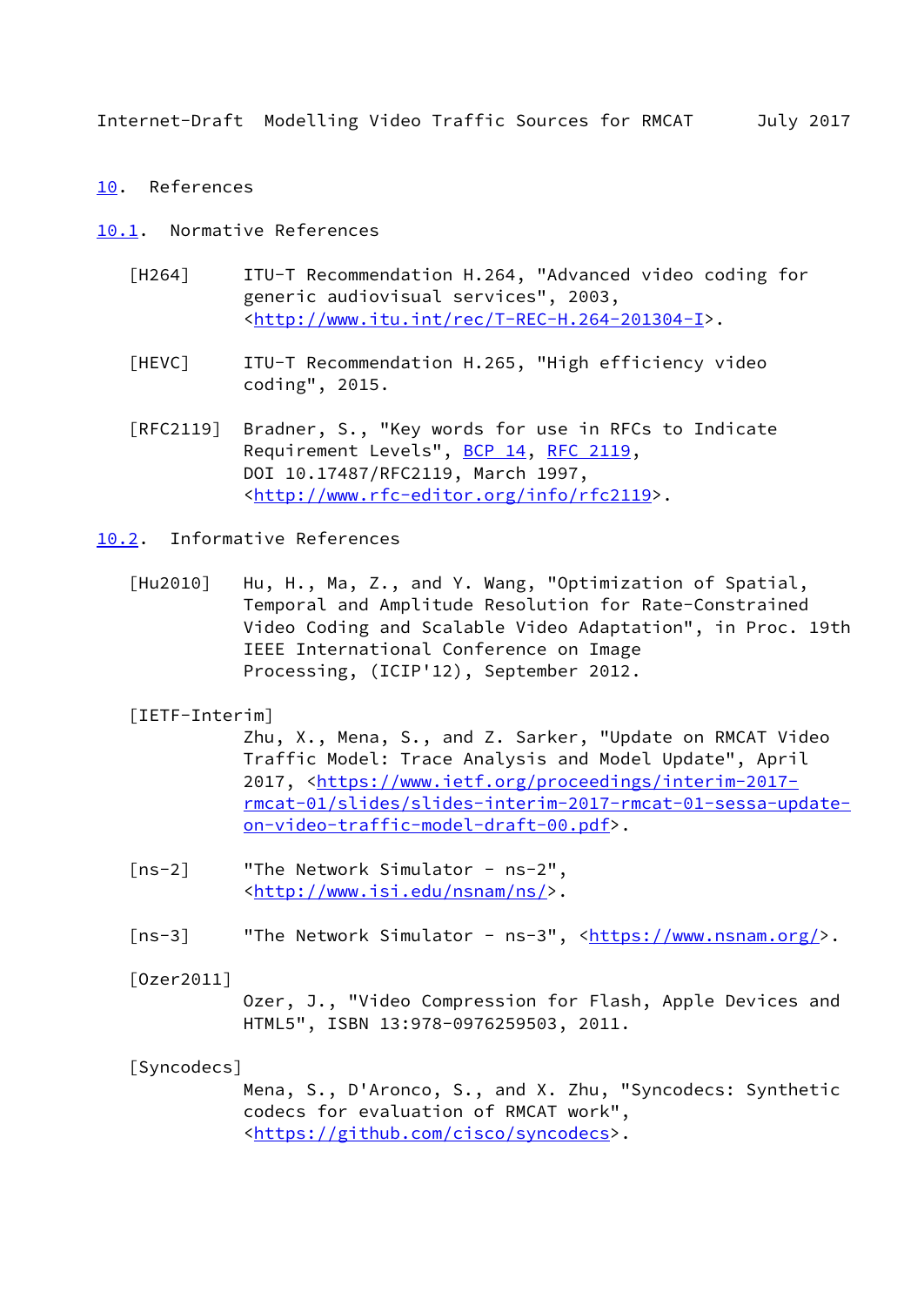## 10. References

### 10.1. Normative References

[H264] ITU-T Recommendation H.264, "Advanced video coding for generic audiovisual services", 2003, <http://www.itu.int/rec/T-REC-H.264-201304-I>.

[HEVC] ITU-T Recommendation H.265, "High efficiency video coding", 2015.

[RFC2119] Bradner, S., "Key words for use in RFCs to Indicate Requirement Levels", BCP 14, RFC 2119, DOI 10.17487/RFC2119, March 1997, <http://www.rfc-editor.org/info/rfc2119>.

### 10.2. Informative References

[Hu2010] Hu, H., Ma, Z., and Y. Wang, "Optimization of Spatial, Temporal and Amplitude Resolution for Rate-Constrained Video Coding and Scalable Video Adaptation", in Proc. 19th IEEE International Conference on Image Processing, (ICIP'12), September 2012.

[IETF-Interim] Zhu, X., Mena, S., and Z. Sarker, "Update on RMCAT Video Traffic Model: Trace Analysis and Model Update", April 2017, <https://www.ietf.org/proceedings/interim-2017-rmcat-01/slides/slides-interim-2017-rmcat-01-sessa-update-on-video-traffic-model-draft-00.pdf>.

[ns-2] "The Network Simulator - ns-2", <http://www.isi.edu/nsnam/ns/>.

[ns-3] "The Network Simulator - ns-3", <https://www.nsnam.org/>.

[Ozer2011] Ozer, J., "Video Compression for Flash, Apple Devices and HTML5", ISBN 13:978-0976259503, 2011.

[Syncodecs] Mena, S., D'Aronco, S., and X. Zhu, "Syncodecs: Synthetic codecs for evaluation of RMCAT work", <https://github.com/cisco/syncodecs>.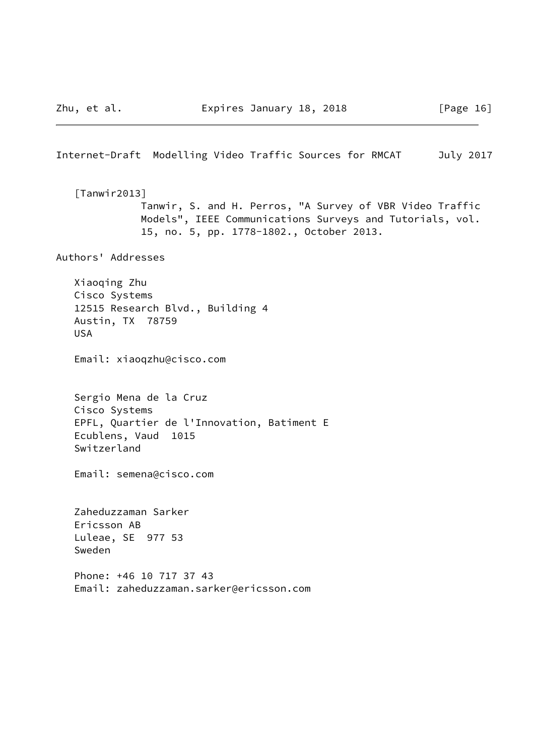[Tanwir2013]
Tanwir, S. and H. Perros, "A Survey of VBR Video Traffic Models", IEEE Communications Surveys and Tutorials, vol. 15, no. 5, pp. 1778-1802., October 2013.

## Authors' Addresses

Xiaoqing Zhu
Cisco Systems
12515 Research Blvd., Building 4
Austin, TX 78759
USA

Email: xiaoqzhu@cisco.com

Sergio Mena de la Cruz
Cisco Systems
EPFL, Quartier de l'Innovation, Batiment E
Ecublens, Vaud 1015
Switzerland

Email: semena@cisco.com

Zaheduzzaman Sarker
Ericsson AB
Luleae, SE 977 53
Sweden

Phone: +46 10 717 37 43
Email: zaheduzzaman.sarker@ericsson.com